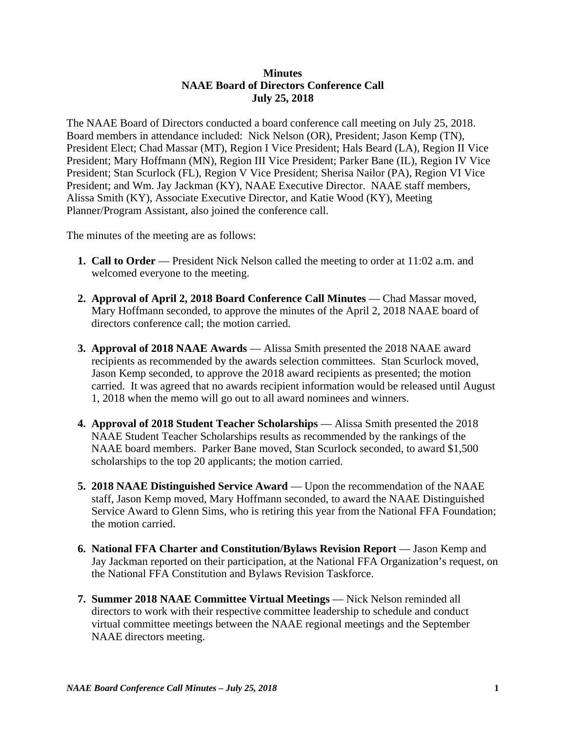**Minutes**
**NAAE Board of Directors Conference Call**
**July 25, 2018**

The NAAE Board of Directors conducted a board conference call meeting on July 25, 2018. Board members in attendance included: Nick Nelson (OR), President; Jason Kemp (TN), President Elect; Chad Massar (MT), Region I Vice President; Hals Beard (LA), Region II Vice President; Mary Hoffmann (MN), Region III Vice President; Parker Bane (IL), Region IV Vice President; Stan Scurlock (FL), Region V Vice President; Sherisa Nailor (PA), Region VI Vice President; and Wm. Jay Jackman (KY), NAAE Executive Director. NAAE staff members, Alissa Smith (KY), Associate Executive Director, and Katie Wood (KY), Meeting Planner/Program Assistant, also joined the conference call.

The minutes of the meeting are as follows:

1. **Call to Order** — President Nick Nelson called the meeting to order at 11:02 a.m. and welcomed everyone to the meeting.

2. **Approval of April 2, 2018 Board Conference Call Minutes** — Chad Massar moved, Mary Hoffmann seconded, to approve the minutes of the April 2, 2018 NAAE board of directors conference call; the motion carried.

3. **Approval of 2018 NAAE Awards** — Alissa Smith presented the 2018 NAAE award recipients as recommended by the awards selection committees. Stan Scurlock moved, Jason Kemp seconded, to approve the 2018 award recipients as presented; the motion carried. It was agreed that no awards recipient information would be released until August 1, 2018 when the memo will go out to all award nominees and winners.

4. **Approval of 2018 Student Teacher Scholarships** — Alissa Smith presented the 2018 NAAE Student Teacher Scholarships results as recommended by the rankings of the NAAE board members. Parker Bane moved, Stan Scurlock seconded, to award $1,500 scholarships to the top 20 applicants; the motion carried.

5. **2018 NAAE Distinguished Service Award** — Upon the recommendation of the NAAE staff, Jason Kemp moved, Mary Hoffmann seconded, to award the NAAE Distinguished Service Award to Glenn Sims, who is retiring this year from the National FFA Foundation; the motion carried.

6. **National FFA Charter and Constitution/Bylaws Revision Report** — Jason Kemp and Jay Jackman reported on their participation, at the National FFA Organization's request, on the National FFA Constitution and Bylaws Revision Taskforce.

7. **Summer 2018 NAAE Committee Virtual Meetings** — Nick Nelson reminded all directors to work with their respective committee leadership to schedule and conduct virtual committee meetings between the NAAE regional meetings and the September NAAE directors meeting.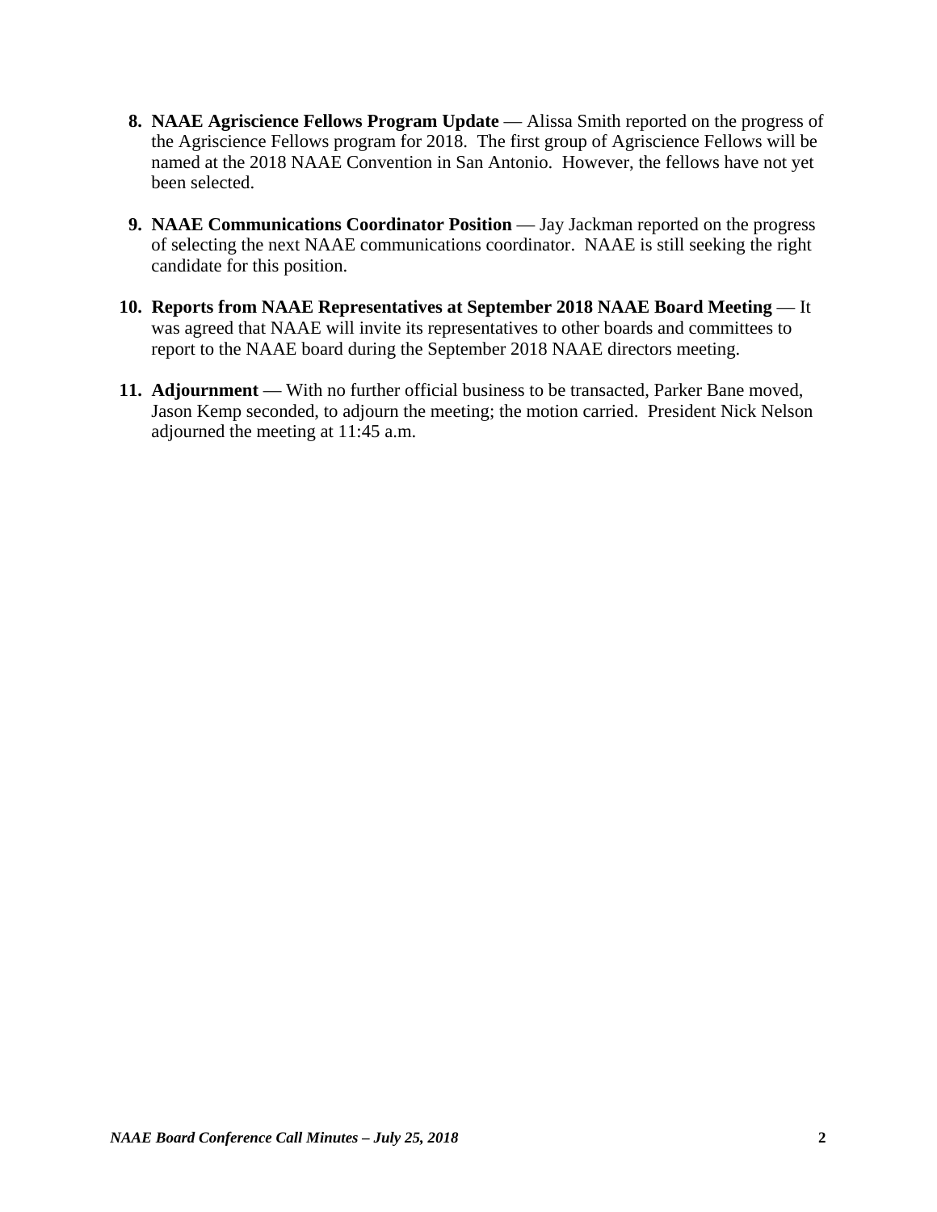8. **NAAE Agriscience Fellows Program Update** — Alissa Smith reported on the progress of the Agriscience Fellows program for 2018. The first group of Agriscience Fellows will be named at the 2018 NAAE Convention in San Antonio. However, the fellows have not yet been selected.

9. **NAAE Communications Coordinator Position** — Jay Jackman reported on the progress of selecting the next NAAE communications coordinator. NAAE is still seeking the right candidate for this position.

10. **Reports from NAAE Representatives at September 2018 NAAE Board Meeting** — It was agreed that NAAE will invite its representatives to other boards and committees to report to the NAAE board during the September 2018 NAAE directors meeting.

11. **Adjournment** — With no further official business to be transacted, Parker Bane moved, Jason Kemp seconded, to adjourn the meeting; the motion carried. President Nick Nelson adjourned the meeting at 11:45 a.m.